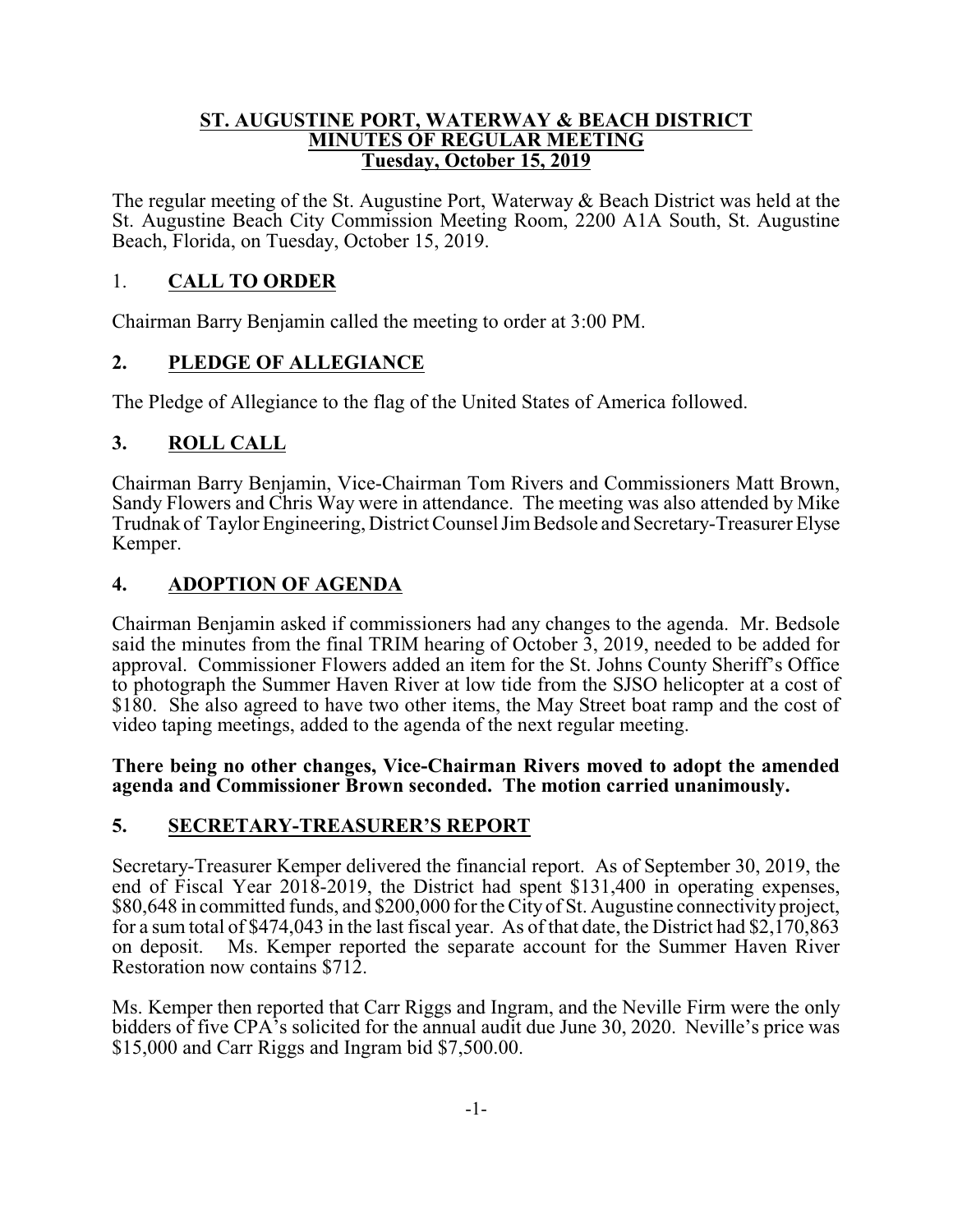# ST. AUGUSTINE PORT, WATERWAY & BEACH DISTRICT
## MINUTES OF REGULAR MEETING
## Tuesday, October 15, 2019

The regular meeting of the St. Augustine Port, Waterway & Beach District was held at the St. Augustine Beach City Commission Meeting Room, 2200 A1A South, St. Augustine Beach, Florida, on Tuesday, October 15, 2019.

## 1. CALL TO ORDER

Chairman Barry Benjamin called the meeting to order at 3:00 PM.

## 2. PLEDGE OF ALLEGIANCE

The Pledge of Allegiance to the flag of the United States of America followed.

## 3. ROLL CALL

Chairman Barry Benjamin, Vice-Chairman Tom Rivers and Commissioners Matt Brown, Sandy Flowers and Chris Way were in attendance. The meeting was also attended by Mike Trudnak of Taylor Engineering, District Counsel Jim Bedsole and Secretary-Treasurer Elyse Kemper.

## 4. ADOPTION OF AGENDA

Chairman Benjamin asked if commissioners had any changes to the agenda. Mr. Bedsole said the minutes from the final TRIM hearing of October 3, 2019, needed to be added for approval. Commissioner Flowers added an item for the St. Johns County Sheriff's Office to photograph the Summer Haven River at low tide from the SJSO helicopter at a cost of $180. She also agreed to have two other items, the May Street boat ramp and the cost of video taping meetings, added to the agenda of the next regular meeting.

**There being no other changes, Vice-Chairman Rivers moved to adopt the amended agenda and Commissioner Brown seconded. The motion carried unanimously.**

## 5. SECRETARY-TREASURER'S REPORT

Secretary-Treasurer Kemper delivered the financial report. As of September 30, 2019, the end of Fiscal Year 2018-2019, the District had spent $131,400 in operating expenses, $80,648 in committed funds, and $200,000 for the City of St. Augustine connectivity project, for a sum total of $474,043 in the last fiscal year. As of that date, the District had $2,170,863 on deposit. Ms. Kemper reported the separate account for the Summer Haven River Restoration now contains $712.

Ms. Kemper then reported that Carr Riggs and Ingram, and the Neville Firm were the only bidders of five CPA's solicited for the annual audit due June 30, 2020. Neville's price was $15,000 and Carr Riggs and Ingram bid $7,500.00.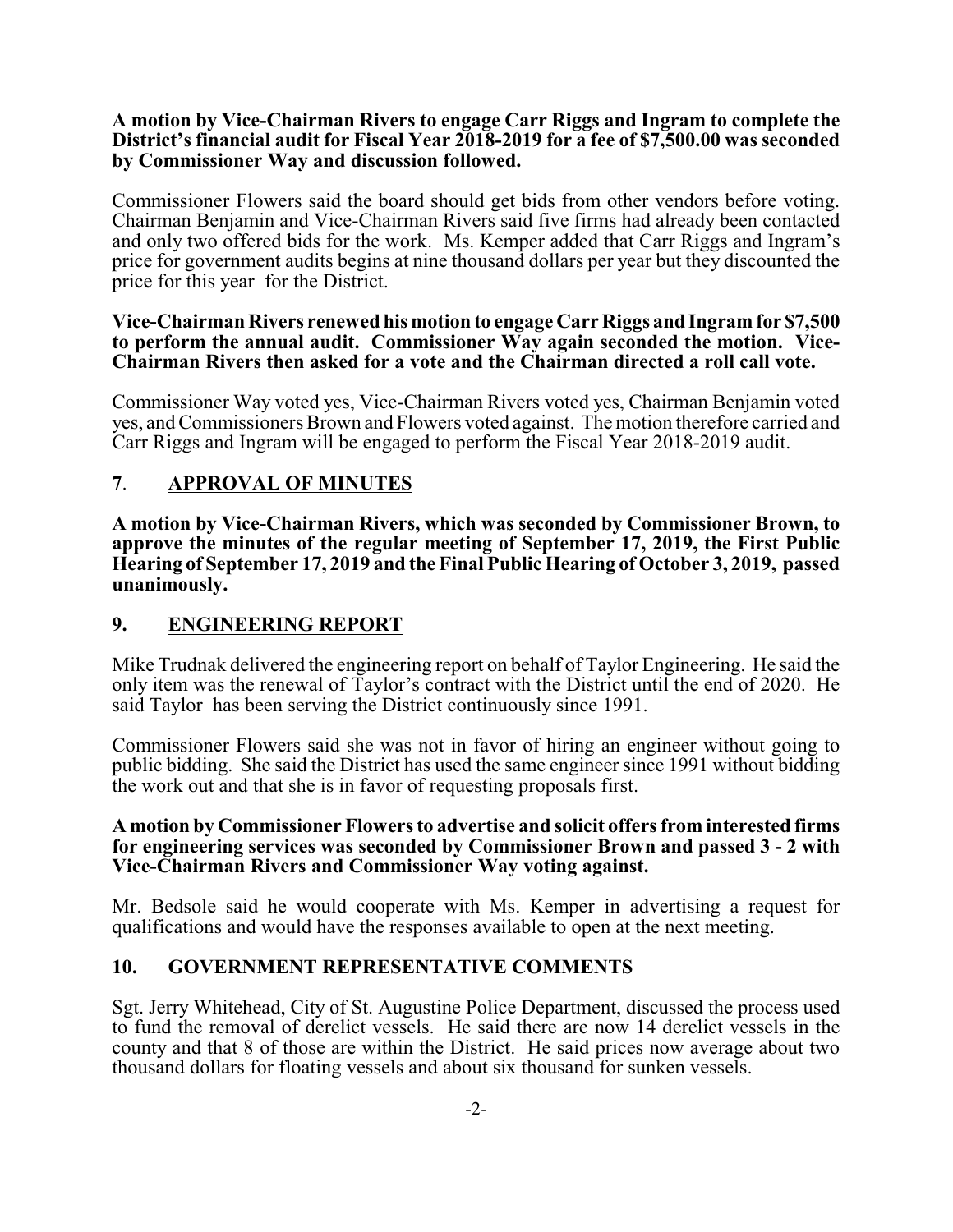**A motion by Vice-Chairman Rivers to engage Carr Riggs and Ingram to complete the District's financial audit for Fiscal Year 2018-2019 for a fee of $7,500.00 was seconded by Commissioner Way and discussion followed.**

Commissioner Flowers said the board should get bids from other vendors before voting. Chairman Benjamin and Vice-Chairman Rivers said five firms had already been contacted and only two offered bids for the work. Ms. Kemper added that Carr Riggs and Ingram's price for government audits begins at nine thousand dollars per year but they discounted the price for this year for the District.

**Vice-Chairman Rivers renewed his motion to engage Carr Riggs and Ingram for $7,500 to perform the annual audit. Commissioner Way again seconded the motion. Vice-Chairman Rivers then asked for a vote and the Chairman directed a roll call vote.**

Commissioner Way voted yes, Vice-Chairman Rivers voted yes, Chairman Benjamin voted yes, and Commissioners Brown and Flowers voted against. The motion therefore carried and Carr Riggs and Ingram will be engaged to perform the Fiscal Year 2018-2019 audit.

## 7. APPROVAL OF MINUTES

**A motion by Vice-Chairman Rivers, which was seconded by Commissioner Brown, to approve the minutes of the regular meeting of September 17, 2019, the First Public Hearing of September 17, 2019 and the Final Public Hearing of October 3, 2019, passed unanimously.**

## 9. ENGINEERING REPORT

Mike Trudnak delivered the engineering report on behalf of Taylor Engineering. He said the only item was the renewal of Taylor's contract with the District until the end of 2020. He said Taylor has been serving the District continuously since 1991.

Commissioner Flowers said she was not in favor of hiring an engineer without going to public bidding. She said the District has used the same engineer since 1991 without bidding the work out and that she is in favor of requesting proposals first.

**A motion by Commissioner Flowers to advertise and solicit offers from interested firms for engineering services was seconded by Commissioner Brown and passed 3 - 2 with Vice-Chairman Rivers and Commissioner Way voting against.**

Mr. Bedsole said he would cooperate with Ms. Kemper in advertising a request for qualifications and would have the responses available to open at the next meeting.

## 10. GOVERNMENT REPRESENTATIVE COMMENTS

Sgt. Jerry Whitehead, City of St. Augustine Police Department, discussed the process used to fund the removal of derelict vessels. He said there are now 14 derelict vessels in the county and that 8 of those are within the District. He said prices now average about two thousand dollars for floating vessels and about six thousand for sunken vessels.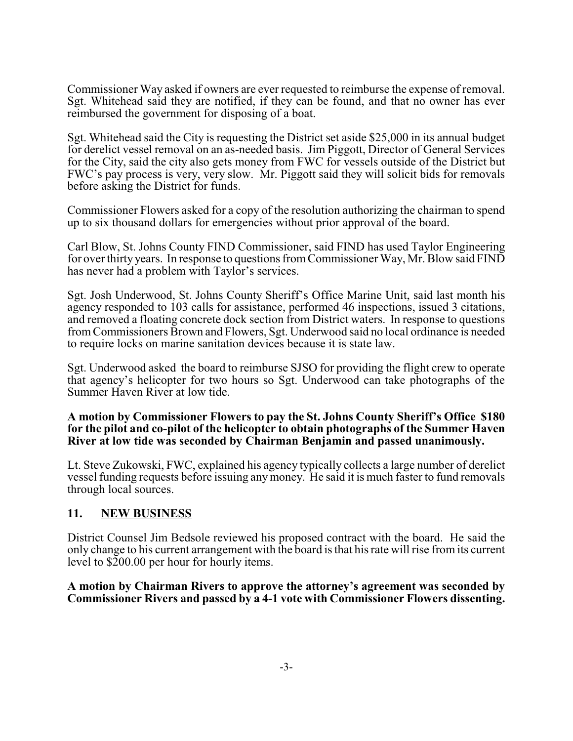Commissioner Way asked if owners are ever requested to reimburse the expense of removal. Sgt. Whitehead said they are notified, if they can be found, and that no owner has ever reimbursed the government for disposing of a boat.

Sgt. Whitehead said the City is requesting the District set aside $25,000 in its annual budget for derelict vessel removal on an as-needed basis. Jim Piggott, Director of General Services for the City, said the city also gets money from FWC for vessels outside of the District but FWC's pay process is very, very slow. Mr. Piggott said they will solicit bids for removals before asking the District for funds.

Commissioner Flowers asked for a copy of the resolution authorizing the chairman to spend up to six thousand dollars for emergencies without prior approval of the board.

Carl Blow, St. Johns County FIND Commissioner, said FIND has used Taylor Engineering for over thirty years. In response to questions from Commissioner Way, Mr. Blow said FIND has never had a problem with Taylor's services.

Sgt. Josh Underwood, St. Johns County Sheriff's Office Marine Unit, said last month his agency responded to 103 calls for assistance, performed 46 inspections, issued 3 citations, and removed a floating concrete dock section from District waters. In response to questions from Commissioners Brown and Flowers, Sgt. Underwood said no local ordinance is needed to require locks on marine sanitation devices because it is state law.

Sgt. Underwood asked the board to reimburse SJSO for providing the flight crew to operate that agency's helicopter for two hours so Sgt. Underwood can take photographs of the Summer Haven River at low tide.

**A motion by Commissioner Flowers to pay the St. Johns County Sheriff's Office $180 for the pilot and co-pilot of the helicopter to obtain photographs of the Summer Haven River at low tide was seconded by Chairman Benjamin and passed unanimously.**

Lt. Steve Zukowski, FWC, explained his agency typically collects a large number of derelict vessel funding requests before issuing any money. He said it is much faster to fund removals through local sources.

## 11. NEW BUSINESS

District Counsel Jim Bedsole reviewed his proposed contract with the board. He said the only change to his current arrangement with the board is that his rate will rise from its current level to $200.00 per hour for hourly items.

**A motion by Chairman Rivers to approve the attorney's agreement was seconded by Commissioner Rivers and passed by a 4-1 vote with Commissioner Flowers dissenting.**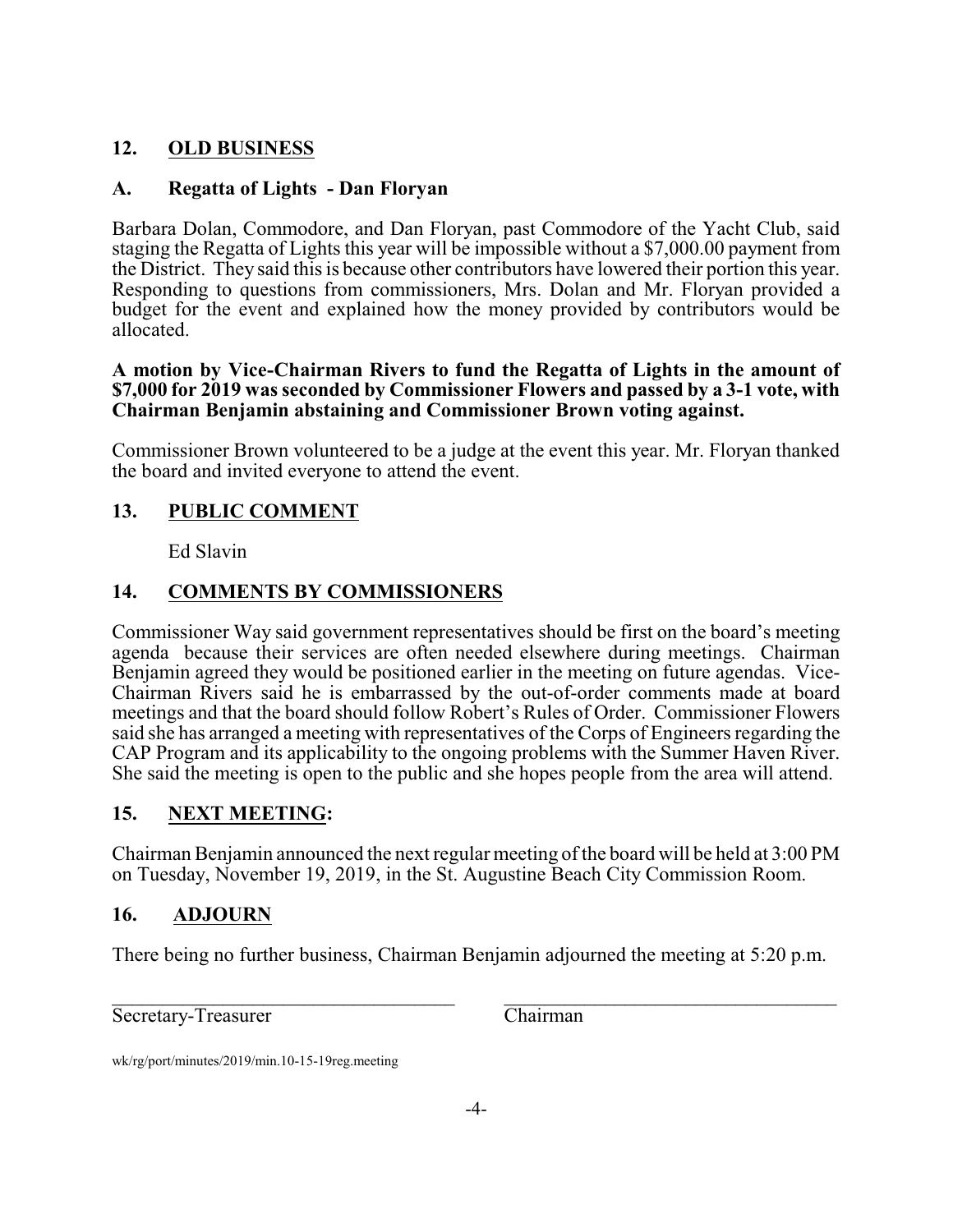## 12. OLD BUSINESS

### A. Regatta of Lights - Dan Floryan

Barbara Dolan, Commodore, and Dan Floryan, past Commodore of the Yacht Club, said staging the Regatta of Lights this year will be impossible without a $7,000.00 payment from the District. They said this is because other contributors have lowered their portion this year. Responding to questions from commissioners, Mrs. Dolan and Mr. Floryan provided a budget for the event and explained how the money provided by contributors would be allocated.

**A motion by Vice-Chairman Rivers to fund the Regatta of Lights in the amount of $7,000 for 2019 was seconded by Commissioner Flowers and passed by a 3-1 vote, with Chairman Benjamin abstaining and Commissioner Brown voting against.**

Commissioner Brown volunteered to be a judge at the event this year. Mr. Floryan thanked the board and invited everyone to attend the event.

## 13. PUBLIC COMMENT

Ed Slavin

## 14. COMMENTS BY COMMISSIONERS

Commissioner Way said government representatives should be first on the board's meeting agenda because their services are often needed elsewhere during meetings. Chairman Benjamin agreed they would be positioned earlier in the meeting on future agendas. Vice-Chairman Rivers said he is embarrassed by the out-of-order comments made at board meetings and that the board should follow Robert's Rules of Order. Commissioner Flowers said she has arranged a meeting with representatives of the Corps of Engineers regarding the CAP Program and its applicability to the ongoing problems with the Summer Haven River. She said the meeting is open to the public and she hopes people from the area will attend.

## 15. NEXT MEETING:

Chairman Benjamin announced the next regular meeting of the board will be held at 3:00 PM on Tuesday, November 19, 2019, in the St. Augustine Beach City Commission Room.

## 16. ADJOURN

There being no further business, Chairman Benjamin adjourned the meeting at 5:20 p.m.

\_\_\_\_\_\_\_\_\_\_\_\_\_\_\_\_\_\_\_\_\_\_\_\_\_\_\_\_\_\_\_\_\_\_\_\_ \_\_\_\_\_\_\_\_\_\_\_\_\_\_\_\_\_\_\_\_\_\_\_\_\_\_\_\_\_\_\_\_\_\_\_\_

Secretary-Treasurer Chairman

wk/rg/port/minutes/2019/min.10-15-19reg.meeting